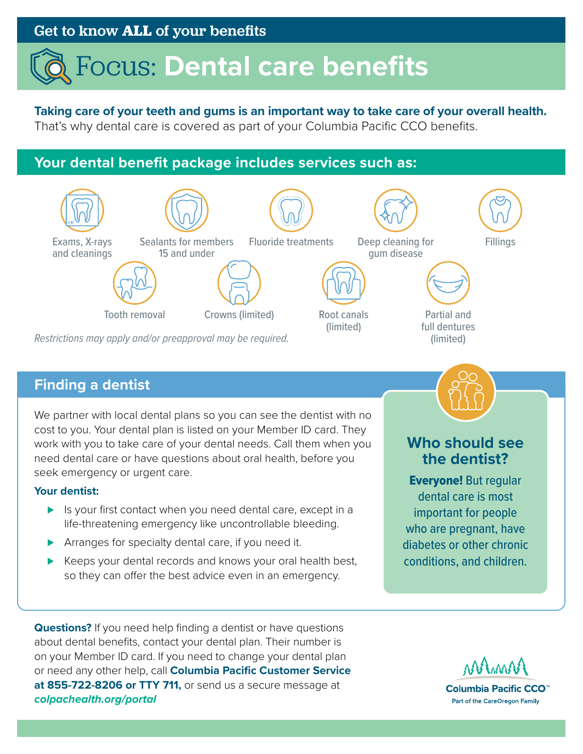Get to know **ALL** of your benefits

# Focus: Dental care benefits

**Taking care of your teeth and gums is an important way to take care of your overall health.** That's why dental care is covered as part of your Columbia Pacific CCO benefits.

## Your dental benefit package includes services such as:

- Exams, X-rays and cleanings
- Sealants for members 15 and under
- Fluoride treatments
- Deep cleaning for gum disease
- Fillings
- Tooth removal
- Crowns (limited)
- Root canals (limited)
- Partial and full dentures (limited)

*Restrictions may apply and/or preapproval may be required.*

## Finding a dentist

We partner with local dental plans so you can see the dentist with no cost to you. Your dental plan is listed on your Member ID card. They work with you to take care of your dental needs. Call them when you need dental care or have questions about oral health, before you seek emergency or urgent care.

**Your dentist:**

- Is your first contact when you need dental care, except in a life-threatening emergency like uncontrollable bleeding.
- Arranges for specialty dental care, if you need it.
- Keeps your dental records and knows your oral health best, so they can offer the best advice even in an emergency.

### Who should see the dentist?

**Everyone!** But regular dental care is most important for people who are pregnant, have diabetes or other chronic conditions, and children.

**Questions?** If you need help finding a dentist or have questions about dental benefits, contact your dental plan. Their number is on your Member ID card. If you need to change your dental plan or need any other help, call **Columbia Pacific Customer Service at 855-722-8206 or TTY 711,** or send us a secure message at ***colpachealth.org/portal***

Columbia Pacific CCO™
Part of the CareOregon Family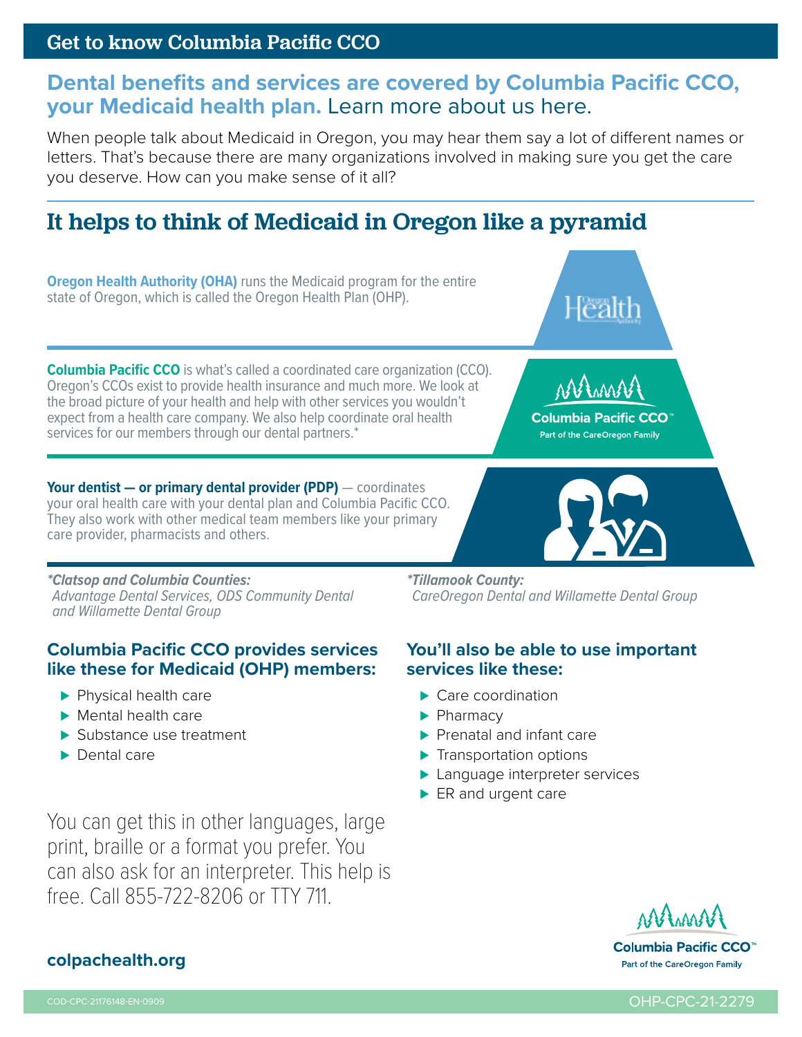## Get to know Columbia Pacific CCO

**Dental benefits and services are covered by Columbia Pacific CCO, your Medicaid health plan.** Learn more about us here.

When people talk about Medicaid in Oregon, you may hear them say a lot of different names or letters. That's because there are many organizations involved in making sure you get the care you deserve. How can you make sense of it all?

# It helps to think of Medicaid in Oregon like a pyramid

**Oregon Health Authority (OHA)** runs the Medicaid program for the entire state of Oregon, which is called the Oregon Health Plan (OHP).

**Columbia Pacific CCO** is what's called a coordinated care organization (CCO). Oregon's CCOs exist to provide health insurance and much more. We look at the broad picture of your health and help with other services you wouldn't expect from a health care company. We also help coordinate oral health services for our members through our dental partners.*

**Your dentist — or primary dental provider (PDP)** — coordinates your oral health care with your dental plan and Columbia Pacific CCO. They also work with other medical team members like your primary care provider, pharmacists and others.

***Clatsop and Columbia Counties:***
*Advantage Dental Services, ODS Community Dental and Willamette Dental Group*

***Tillamook County:***
*CareOregon Dental and Willamette Dental Group*

### Columbia Pacific CCO provides services like these for Medicaid (OHP) members:

- Physical health care
- Mental health care
- Substance use treatment
- Dental care

### You'll also be able to use important services like these:

- Care coordination
- Pharmacy
- Prenatal and infant care
- Transportation options
- Language interpreter services
- ER and urgent care

You can get this in other languages, large print, braille or a format you prefer. You can also ask for an interpreter. This help is free. Call 855-722-8206 or TTY 711.

**colpachealth.org**

Columbia Pacific CCO™
Part of the CareOregon Family

COD-CPC-21176148-EN-0909

OHP-CPC-21-2279